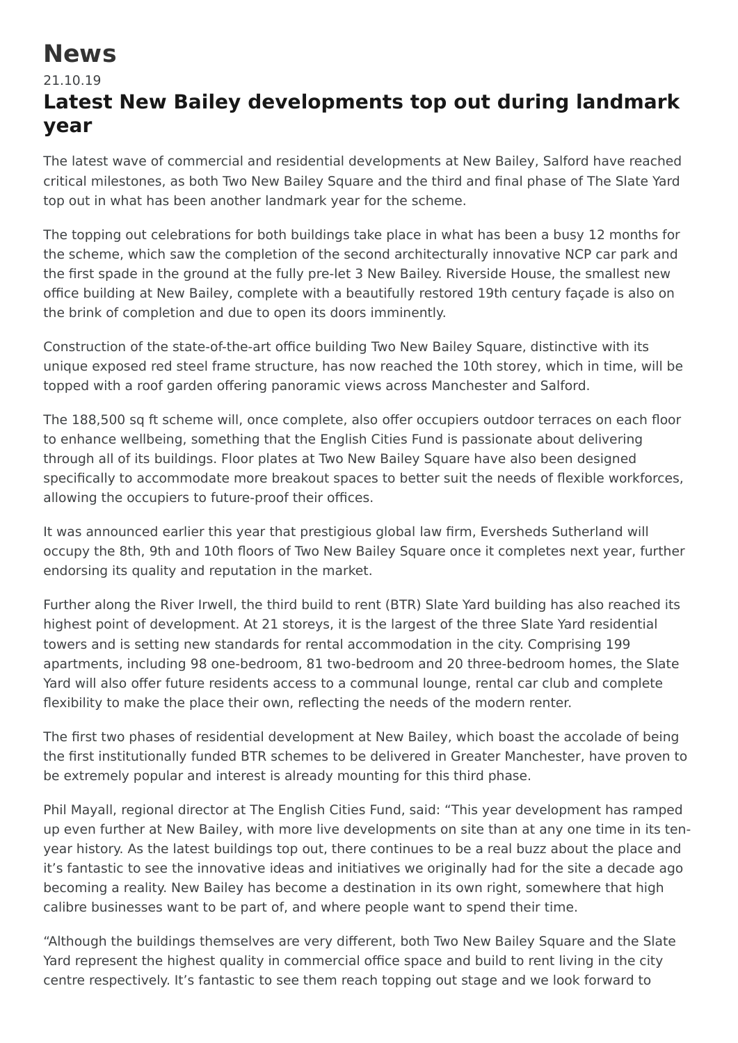# News

21.10.19

## Latest New Bailey developments top out during landmark year

The latest wave of commercial and residential developments at New Bailey, Salford have reached critical milestones, as both Two New Bailey Square and the third and final phase of The Slate Yard top out in what has been another landmark year for the scheme.

The topping out celebrations for both buildings take place in what has been a busy 12 months for the scheme, which saw the completion of the second architecturally innovative NCP car park and the first spade in the ground at the fully pre-let 3 New Bailey. Riverside House, the smallest new office building at New Bailey, complete with a beautifully restored 19th century façade is also on the brink of completion and due to open its doors imminently.

Construction of the state-of-the-art office building Two New Bailey Square, distinctive with its unique exposed red steel frame structure, has now reached the 10th storey, which in time, will be topped with a roof garden offering panoramic views across Manchester and Salford.

The 188,500 sq ft scheme will, once complete, also offer occupiers outdoor terraces on each floor to enhance wellbeing, something that the English Cities Fund is passionate about delivering through all of its buildings. Floor plates at Two New Bailey Square have also been designed specifically to accommodate more breakout spaces to better suit the needs of flexible workforces, allowing the occupiers to future-proof their offices.

It was announced earlier this year that prestigious global law firm, Eversheds Sutherland will occupy the 8th, 9th and 10th floors of Two New Bailey Square once it completes next year, further endorsing its quality and reputation in the market.

Further along the River Irwell, the third build to rent (BTR) Slate Yard building has also reached its highest point of development. At 21 storeys, it is the largest of the three Slate Yard residential towers and is setting new standards for rental accommodation in the city. Comprising 199 apartments, including 98 one-bedroom, 81 two-bedroom and 20 three-bedroom homes, the Slate Yard will also offer future residents access to a communal lounge, rental car club and complete flexibility to make the place their own, reflecting the needs of the modern renter.

The first two phases of residential development at New Bailey, which boast the accolade of being the first institutionally funded BTR schemes to be delivered in Greater Manchester, have proven to be extremely popular and interest is already mounting for this third phase.

Phil Mayall, regional director at The English Cities Fund, said: "This year development has ramped up even further at New Bailey, with more live developments on site than at any one time in its ten-year history. As the latest buildings top out, there continues to be a real buzz about the place and it's fantastic to see the innovative ideas and initiatives we originally had for the site a decade ago becoming a reality. New Bailey has become a destination in its own right, somewhere that high calibre businesses want to be part of, and where people want to spend their time.

"Although the buildings themselves are very different, both Two New Bailey Square and the Slate Yard represent the highest quality in commercial office space and build to rent living in the city centre respectively. It's fantastic to see them reach topping out stage and we look forward to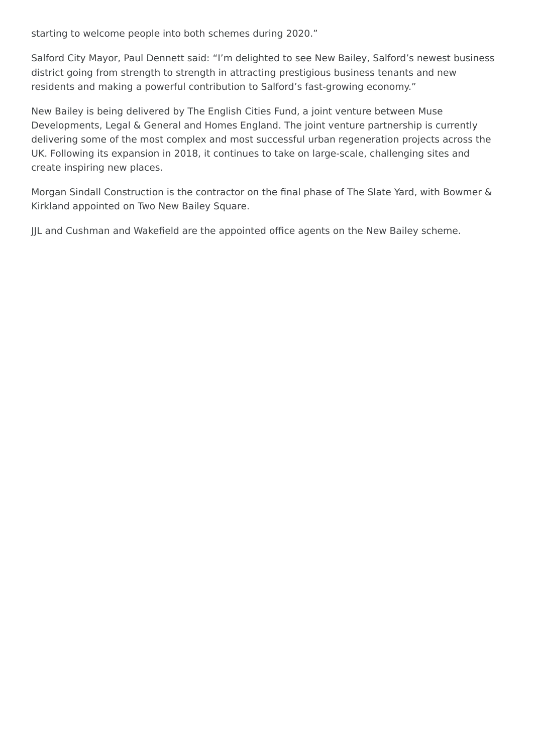starting to welcome people into both schemes during 2020."

Salford City Mayor, Paul Dennett said: "I'm delighted to see New Bailey, Salford's newest business district going from strength to strength in attracting prestigious business tenants and new residents and making a powerful contribution to Salford's fast-growing economy."

New Bailey is being delivered by The English Cities Fund, a joint venture between Muse Developments, Legal & General and Homes England. The joint venture partnership is currently delivering some of the most complex and most successful urban regeneration projects across the UK. Following its expansion in 2018, it continues to take on large-scale, challenging sites and create inspiring new places.

Morgan Sindall Construction is the contractor on the final phase of The Slate Yard, with Bowmer & Kirkland appointed on Two New Bailey Square.

JJL and Cushman and Wakefield are the appointed office agents on the New Bailey scheme.